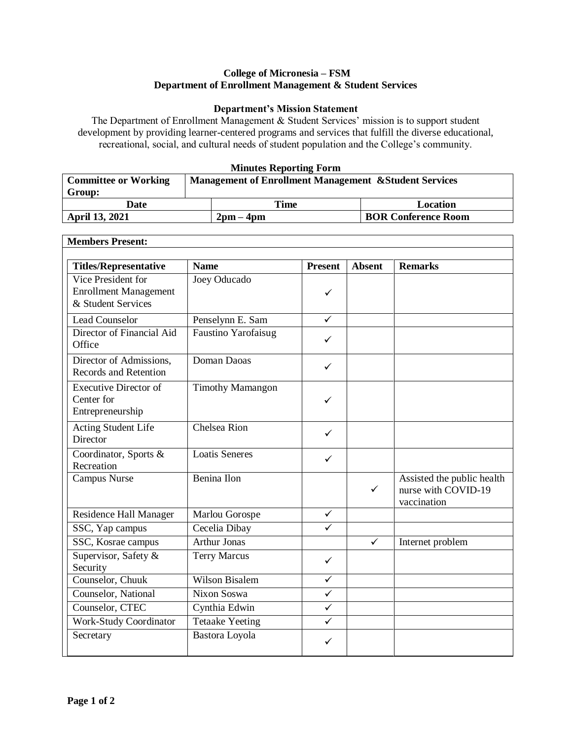**College of Micronesia – FSM**
**Department of Enrollment Management & Student Services**

**Department's Mission Statement**

The Department of Enrollment Management & Student Services' mission is to support student development by providing learner-centered programs and services that fulfill the diverse educational, recreational, social, and cultural needs of student population and the College's community.

**Minutes Reporting Form**

| **Committee or Working Group:** | **Management of Enrollment Management &Student Services** | |
|---|---|---|
| **Date** | **Time** | **Location** |
| **April 13, 2021** | **2pm – 4pm** | **BOR Conference Room** |

**Members Present:**

| **Titles/Representative** | **Name** | **Present** | **Absent** | **Remarks** |
|---|---|---|---|---|
| Vice President for Enrollment Management & Student Services | Joey Oducado | ✓ | | |
| Lead Counselor | Penselynn E. Sam | ✓ | | |
| Director of Financial Aid Office | Faustino Yarofaisug | ✓ | | |
| Director of Admissions, Records and Retention | Doman Daoas | ✓ | | |
| Executive Director of Center for Entrepreneurship | Timothy Mamangon | ✓ | | |
| Acting Student Life Director | Chelsea Rion | ✓ | | |
| Coordinator, Sports & Recreation | Loatis Seneres | ✓ | | |
| Campus Nurse | Benina Ilon | | ✓ | Assisted the public health nurse with COVID-19 vaccination |
| Residence Hall Manager | Marlou Gorospe | ✓ | | |
| SSC, Yap campus | Cecelia Dibay | ✓ | | |
| SSC, Kosrae campus | Arthur Jonas | | ✓ | Internet problem |
| Supervisor, Safety & Security | Terry Marcus | ✓ | | |
| Counselor, Chuuk | Wilson Bisalem | ✓ | | |
| Counselor, National | Nixon Soswa | ✓ | | |
| Counselor, CTEC | Cynthia Edwin | ✓ | | |
| Work-Study Coordinator | Tetaake Yeeting | ✓ | | |
| Secretary | Bastora Loyola | ✓ | | |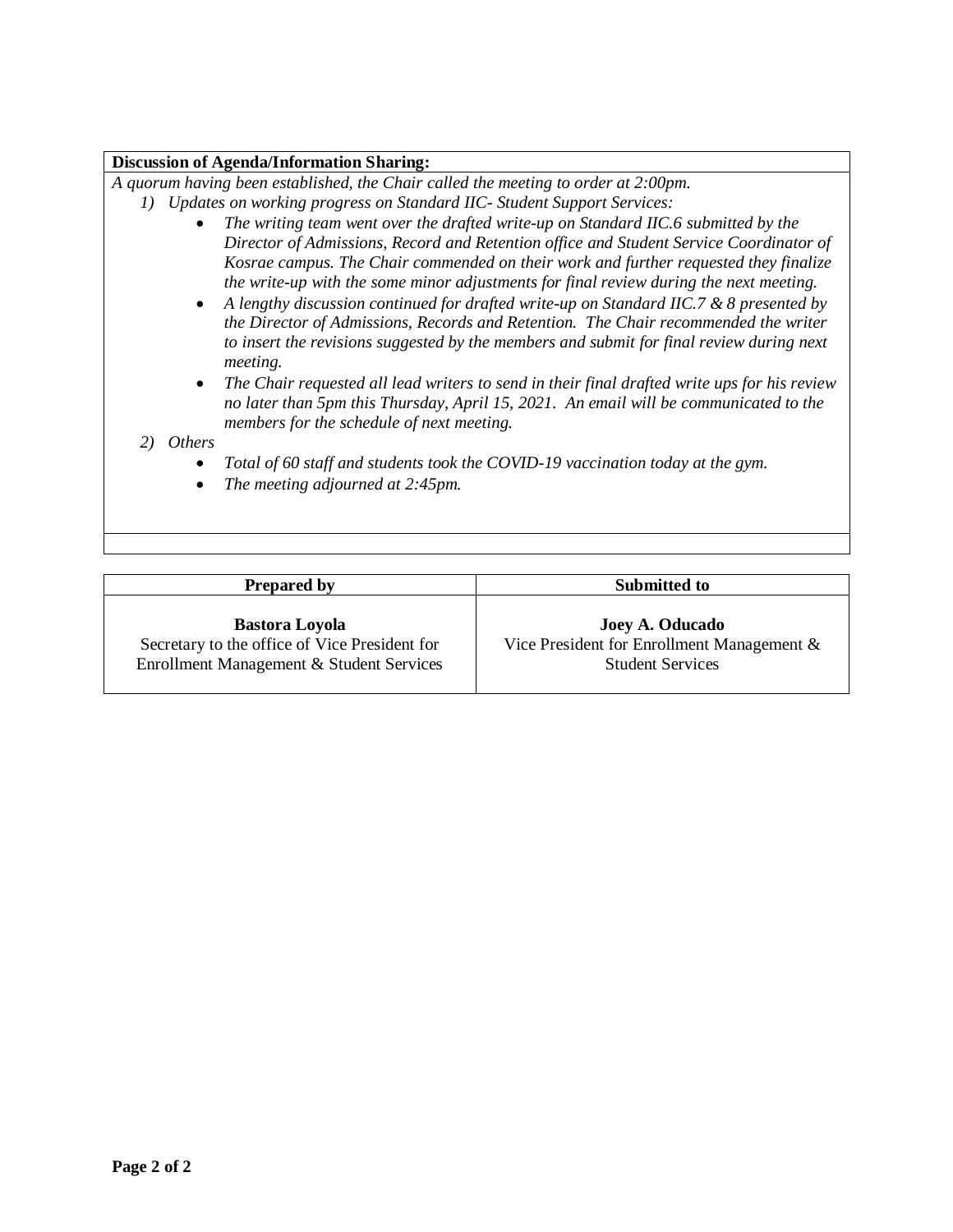| **Discussion of Agenda/Information Sharing:** |
| --- |
| *A quorum having been established, the Chair called the meeting to order at 2:00pm.*<br>*1) Updates on working progress on Standard IIC- Student Support Services:*<br>• *The writing team went over the drafted write-up on Standard IIC.6 submitted by the Director of Admissions, Record and Retention office and Student Service Coordinator of Kosrae campus. The Chair commended on their work and further requested they finalize the write-up with the some minor adjustments for final review during the next meeting.*<br>• *A lengthy discussion continued for drafted write-up on Standard IIC.7 & 8 presented by the Director of Admissions, Records and Retention. The Chair recommended the writer to insert the revisions suggested by the members and submit for final review during next meeting.*<br>• *The Chair requested all lead writers to send in their final drafted write ups for his review no later than 5pm this Thursday, April 15, 2021. An email will be communicated to the members for the schedule of next meeting.*<br>*2) Others*<br>• *Total of 60 staff and students took the COVID-19 vaccination today at the gym.*<br>• *The meeting adjourned at 2:45pm.* |
| |

| **Prepared by** | **Submitted to** |
| --- | --- |
| **Bastora Loyola**<br>Secretary to the office of Vice President for Enrollment Management & Student Services | **Joey A. Oducado**<br>Vice President for Enrollment Management & Student Services |